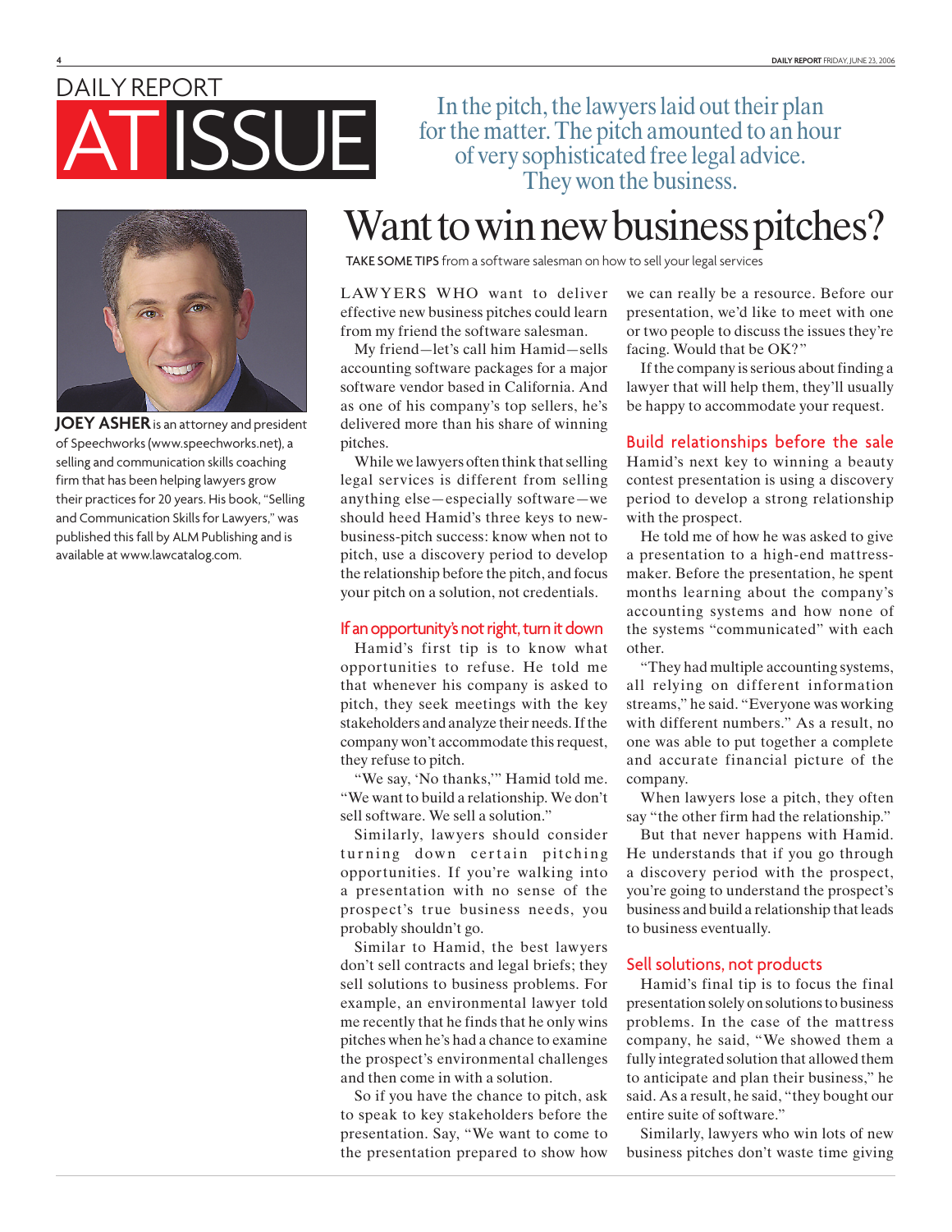DAILY REPORT

# AT ISSUE

In the pitch, the lawyers laid out their plan for the matter. The pitch amounted to an hour of very sophisticated free legal advice. They won the business.

# Want to win new business pitches?

**TAKE SOME TIPS** from a software salesman on how to sell your legal services

**JOEY ASHER** is an attorney and president of Speechworks (www.speechworks.net), a selling and communication skills coaching firm that has been helping lawyers grow their practices for 20 years. His book, "Selling and Communication Skills for Lawyers," was published this fall by ALM Publishing and is available at www.lawcatalog.com.

LAWYERS WHO want to deliver effective new business pitches could learn from my friend the software salesman.

My friend—let's call him Hamid—sells accounting software packages for a major software vendor based in California. And as one of his company's top sellers, he's delivered more than his share of winning pitches.

While we lawyers often think that selling legal services is different from selling anything else—especially software—we should heed Hamid's three keys to new-business-pitch success: know when not to pitch, use a discovery period to develop the relationship before the pitch, and focus your pitch on a solution, not credentials.

## If an opportunity's not right, turn it down

Hamid's first tip is to know what opportunities to refuse. He told me that whenever his company is asked to pitch, they seek meetings with the key stakeholders and analyze their needs. If the company won't accommodate this request, they refuse to pitch.

"We say, 'No thanks,'" Hamid told me. "We want to build a relationship. We don't sell software. We sell a solution."

Similarly, lawyers should consider turning down certain pitching opportunities. If you're walking into a presentation with no sense of the prospect's true business needs, you probably shouldn't go.

Similar to Hamid, the best lawyers don't sell contracts and legal briefs; they sell solutions to business problems. For example, an environmental lawyer told me recently that he finds that he only wins pitches when he's had a chance to examine the prospect's environmental challenges and then come in with a solution.

So if you have the chance to pitch, ask to speak to key stakeholders before the presentation. Say, "We want to come to the presentation prepared to show how we can really be a resource. Before our presentation, we'd like to meet with one or two people to discuss the issues they're facing. Would that be OK?"

If the company is serious about finding a lawyer that will help them, they'll usually be happy to accommodate your request.

## Build relationships before the sale

Hamid's next key to winning a beauty contest presentation is using a discovery period to develop a strong relationship with the prospect.

He told me of how he was asked to give a presentation to a high-end mattress-maker. Before the presentation, he spent months learning about the company's accounting systems and how none of the systems "communicated" with each other.

"They had multiple accounting systems, all relying on different information streams," he said. "Everyone was working with different numbers." As a result, no one was able to put together a complete and accurate financial picture of the company.

When lawyers lose a pitch, they often say "the other firm had the relationship."

But that never happens with Hamid. He understands that if you go through a discovery period with the prospect, you're going to understand the prospect's business and build a relationship that leads to business eventually.

## Sell solutions, not products

Hamid's final tip is to focus the final presentation solely on solutions to business problems. In the case of the mattress company, he said, "We showed them a fully integrated solution that allowed them to anticipate and plan their business," he said. As a result, he said, "they bought our entire suite of software."

Similarly, lawyers who win lots of new business pitches don't waste time giving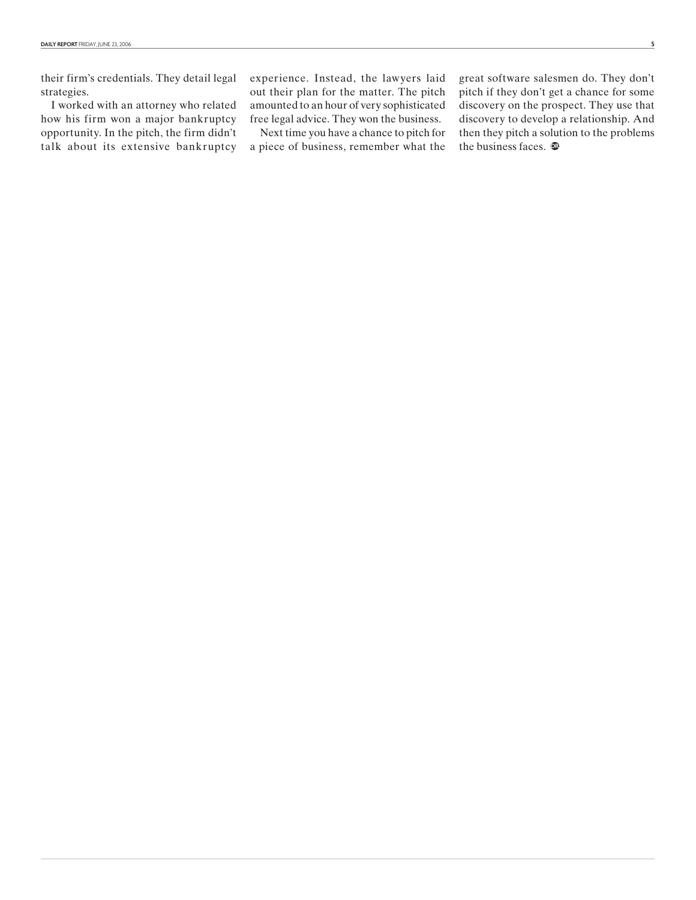their firm's credentials. They detail legal strategies.

I worked with an attorney who related how his firm won a major bankruptcy opportunity. In the pitch, the firm didn't talk about its extensive bankruptcy experience. Instead, the lawyers laid out their plan for the matter. The pitch amounted to an hour of very sophisticated free legal advice. They won the business.

Next time you have a chance to pitch for a piece of business, remember what the great software salesmen do. They don't pitch if they don't get a chance for some discovery on the prospect. They use that discovery to develop a relationship. And then they pitch a solution to the problems the business faces.